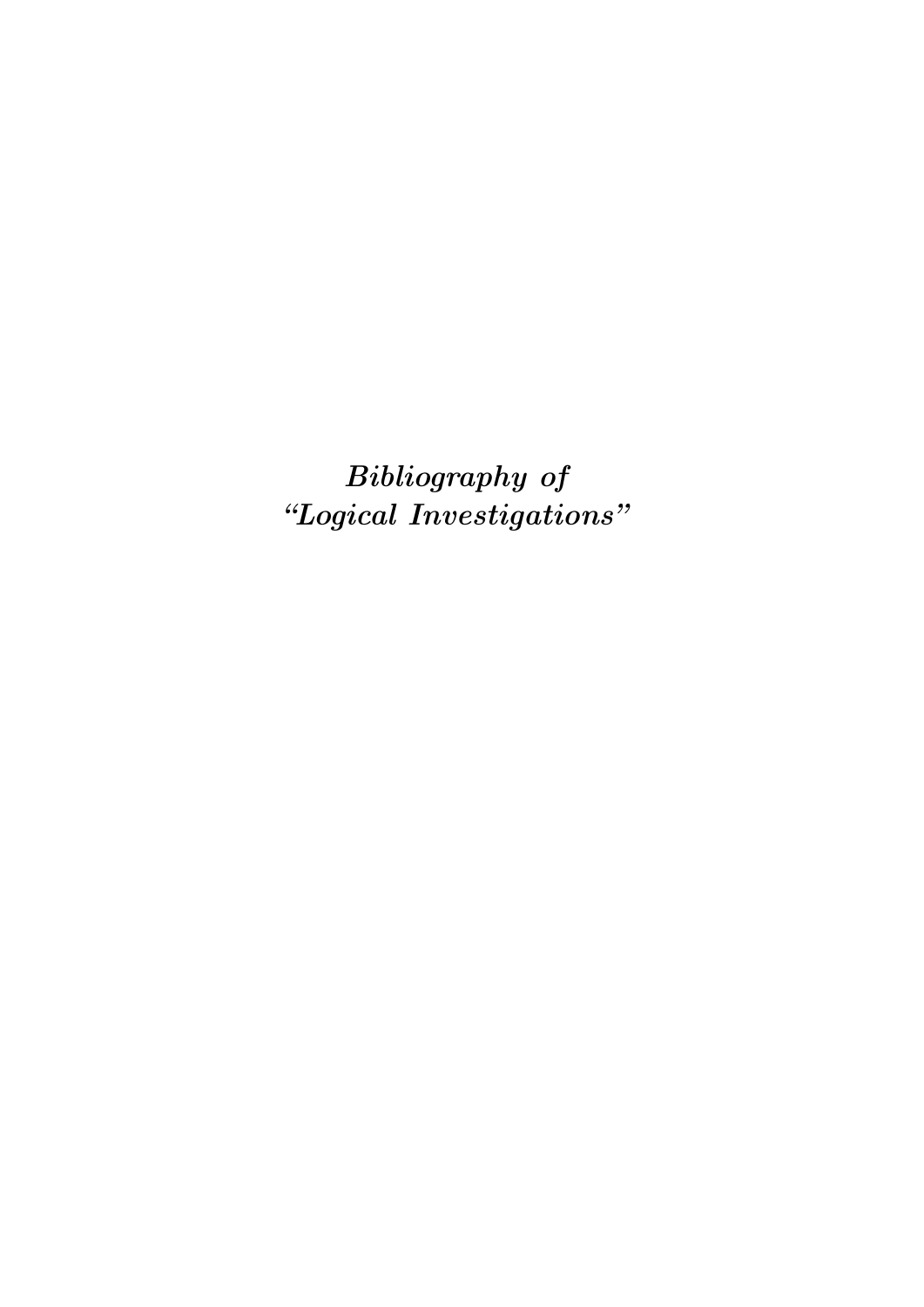# *Bibliography of "Logical Investigations"*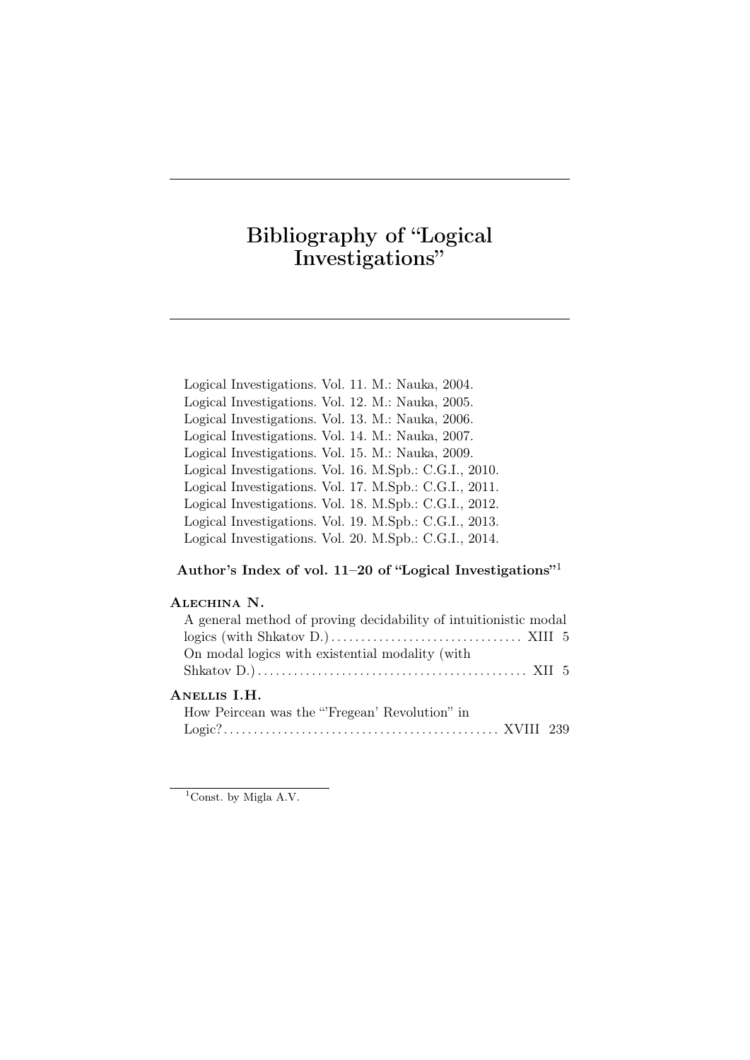# Bibliography of "Logical Investigations"

Logical Investigations. Vol. 11. M.: Nauka, 2004.
Logical Investigations. Vol. 12. M.: Nauka, 2005.
Logical Investigations. Vol. 13. M.: Nauka, 2006.
Logical Investigations. Vol. 14. M.: Nauka, 2007.
Logical Investigations. Vol. 15. M.: Nauka, 2009.
Logical Investigations. Vol. 16. M.Spb.: C.G.I., 2010.
Logical Investigations. Vol. 17. M.Spb.: C.G.I., 2011.
Logical Investigations. Vol. 18. M.Spb.: C.G.I., 2012.
Logical Investigations. Vol. 19. M.Spb.: C.G.I., 2013.
Logical Investigations. Vol. 20. M.Spb.: C.G.I., 2014.

## Author's Index of vol. 11–20 of "Logical Investigations"[1]

**Alechina N.**

A general method of proving decidability of intuitionistic modal logics (with Shkatov D.) ............ XIII 5

On modal logics with existential modality (with Shkatov D.) ............ XII 5

**Anellis I.H.**

How Peircean was the "'Fregean' Revolution" in Logic? ............ XVIII 239

[1] Const. by Migla A.V.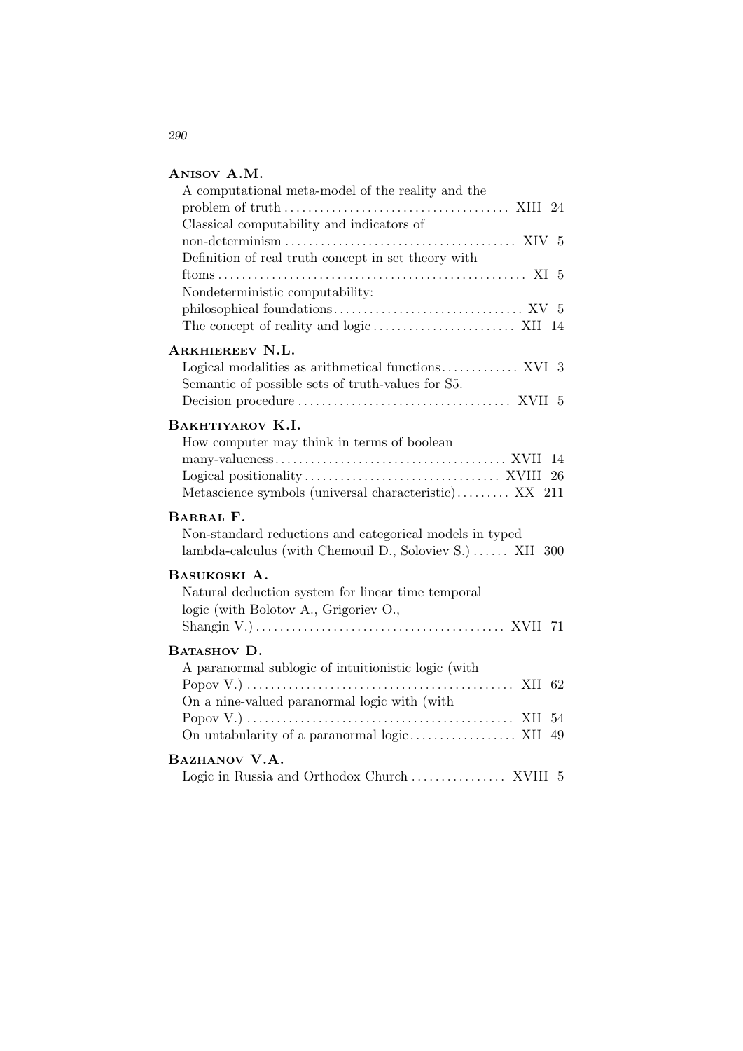**Anisov A.M.**

A computational meta-model of the reality and the problem of truth ...... XIII 24
Classical computability and indicators of non-determinism ...... XIV 5
Definition of real truth concept in set theory with ftoms ...... XI 5
Nondeterministic computability: philosophical foundations ...... XV 5
The concept of reality and logic ...... XII 14

**Arkhiereev N.L.**

Logical modalities as arithmetical functions ...... XVI 3
Semantic of possible sets of truth-values for S5. Decision procedure ...... XVII 5

**Bakhtiyarov K.I.**

How computer may think in terms of boolean many-valueness ...... XVII 14
Logical positionality ...... XVIII 26
Metascience symbols (universal characteristic) ...... XX 211

**Barral F.**

Non-standard reductions and categorical models in typed lambda-calculus (with Chemouil D., Soloviev S.) ...... XII 300

**Basukoski A.**

Natural deduction system for linear time temporal logic (with Bolotov A., Grigoriev O., Shangin V.) ...... XVII 71

**Batashov D.**

A paranormal sublogic of intuitionistic logic (with Popov V.) ...... XII 62
On a nine-valued paranormal logic with (with Popov V.) ...... XII 54
On untabularity of a paranormal logic ...... XII 49

**Bazhanov V.A.**

Logic in Russia and Orthodox Church ...... XVIII 5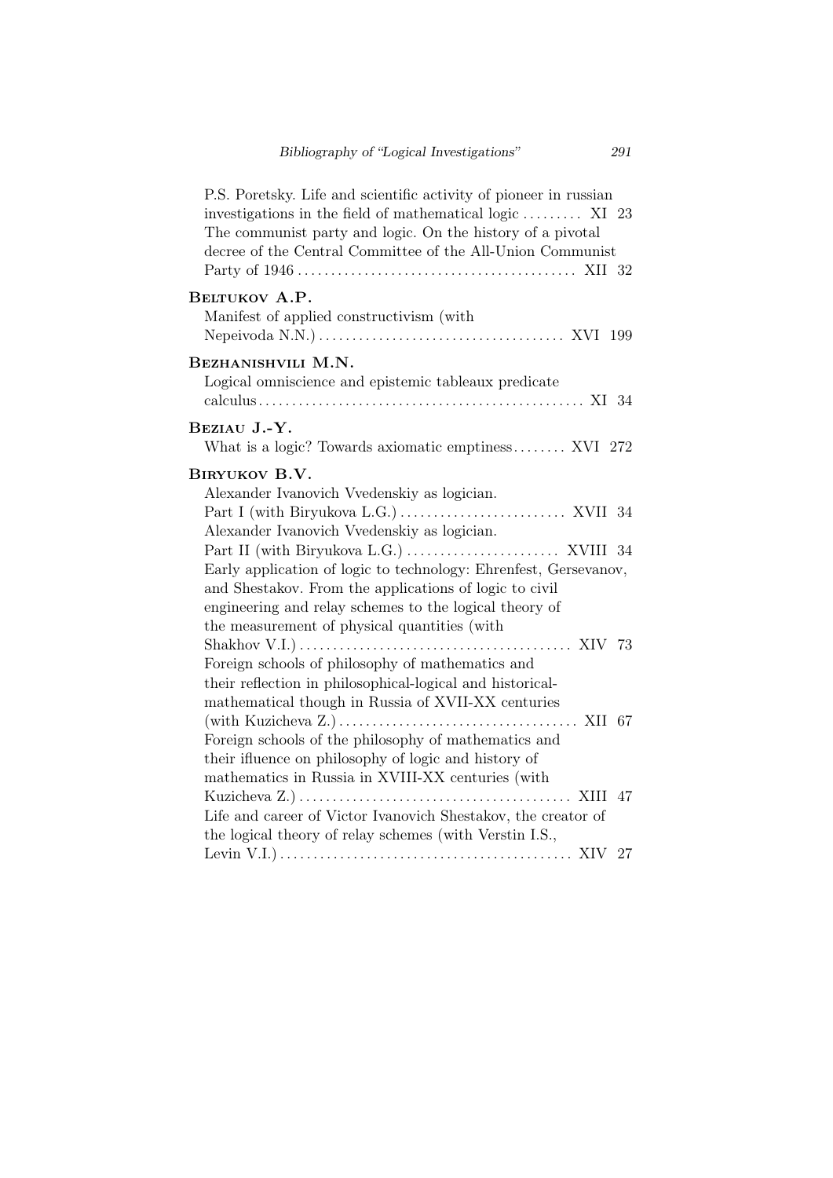P.S. Poretsky. Life and scientific activity of pioneer in russian investigations in the field of mathematical logic . . . . . . . . . XI 23

The communist party and logic. On the history of a pivotal decree of the Central Committee of the All-Union Communist Party of 1946 . . . . . . . . . . . . . . . . . . . . . . . . . . . . . . . . . . . . . . . . . XII 32

**Beltukov A.P.**

Manifest of applied constructivism (with Nepeivoda N.N.) . . . . . . . . . . . . . . . . . . . . . . . . . . . . . . . . . . . . XVI 199

**Bezhanishvili M.N.**

Logical omniscience and epistemic tableaux predicate calculus . . . . . . . . . . . . . . . . . . . . . . . . . . . . . . . . . . . . . . . . . . . . . . . . XI 34

**Beziau J.-Y.**

What is a logic? Towards axiomatic emptiness . . . . . . . . XVI 272

**Biryukov B.V.**

Alexander Ivanovich Vvedenskiy as logician. Part I (with Biryukova L.G.) . . . . . . . . . . . . . . . . . . . . . . . . . XVII 34

Alexander Ivanovich Vvedenskiy as logician. Part II (with Biryukova L.G.) . . . . . . . . . . . . . . . . . . . . . . . XVIII 34

Early application of logic to technology: Ehrenfest, Gersevanov, and Shestakov. From the applications of logic to civil engineering and relay schemes to the logical theory of the measurement of physical quantities (with Shakhov V.I.) . . . . . . . . . . . . . . . . . . . . . . . . . . . . . . . . . . . . . . . . XIV 73

Foreign schools of philosophy of mathematics and their reflection in philosophical-logical and historical-mathematical though in Russia of XVII-XX centuries (with Kuzicheva Z.) . . . . . . . . . . . . . . . . . . . . . . . . . . . . . . . . . . . XII 67

Foreign schools of the philosophy of mathematics and their ifluence on philosophy of logic and history of mathematics in Russia in XVIII-XX centuries (with Kuzicheva Z.) . . . . . . . . . . . . . . . . . . . . . . . . . . . . . . . . . . . . . . . . XIII 47

Life and career of Victor Ivanovich Shestakov, the creator of the logical theory of relay schemes (with Verstin I.S., Levin V.I.) . . . . . . . . . . . . . . . . . . . . . . . . . . . . . . . . . . . . . . . . . . XIV 27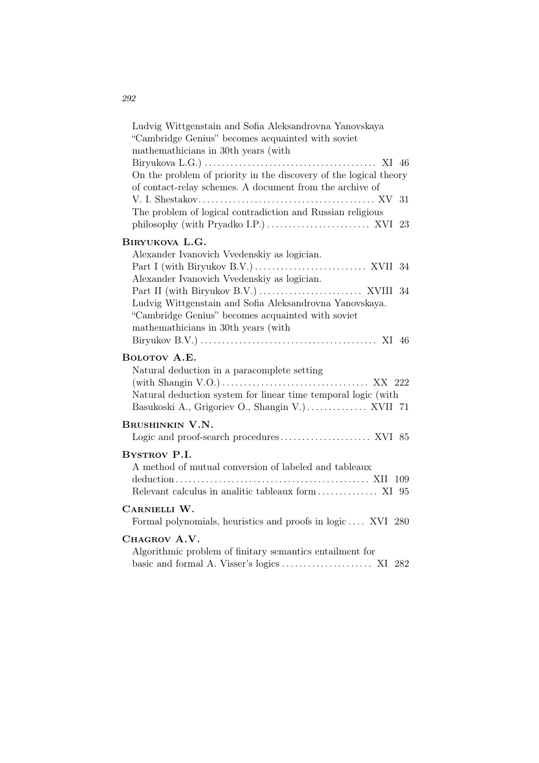Ludvig Wittgenstain and Sofia Aleksandrovna Yanovskaya "Cambridge Genius" becomes acquainted with soviet mathemathicians in 30th years (with Biryukova L.G.) .......... XI 46

On the problem of priority in the discovery of the logical theory of contact-relay schemes. A document from the archive of V. I. Shestakov.......... XV 31

The problem of logical contradiction and Russian religious philosophy (with Pryadko I.P.) .......... XVI 23

**Biryukova L.G.**

Alexander Ivanovich Vvedenskiy as logician. Part I (with Biryukov B.V.) .......... XVII 34

Alexander Ivanovich Vvedenskiy as logician. Part II (with Biryukov B.V.) .......... XVIII 34

Ludvig Wittgenstain and Sofia Aleksandrovna Yanovskaya. "Cambridge Genius" becomes acquainted with soviet mathemathicians in 30th years (with Biryukov B.V.) .......... XI 46

**Bolotov A.E.**

Natural deduction in a paracomplete setting (with Shangin V.O.) .......... XX 222

Natural deduction system for linear time temporal logic (with Basukoski A., Grigoriev O., Shangin V.) .......... XVII 71

**Brushinkin V.N.**

Logic and proof-search procedures.......... XVI 85

**Bystrov P.I.**

A method of mutual conversion of labeled and tableaux deduction.......... XII 109

Relevant calculus in analitic tableaux form.......... XI 95

**Carnielli W.**

Formal polynomials, heuristics and proofs in logic .......... XVI 280

**Chagrov A.V.**

Algorithmic problem of finitary semantics entailment for basic and formal A. Visser's logics .......... XI 282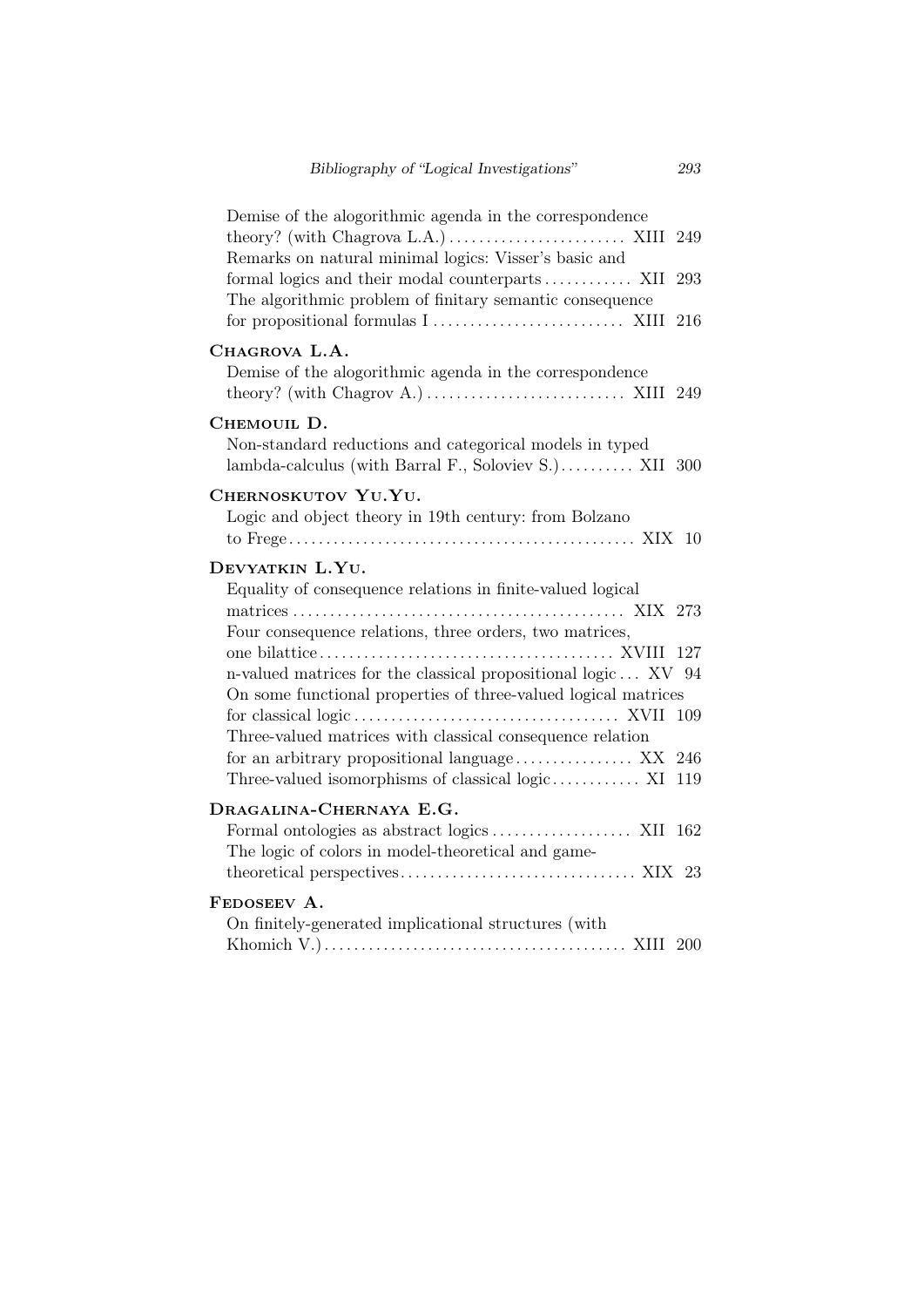Demise of the alogorithmic agenda in the correspondence theory? (with Chagrova L.A.) . . . . . . . . . . . . . . . . . . . . . . . . XIII 249
Remarks on natural minimal logics: Visser's basic and formal logics and their modal counterparts . . . . . . . . . . . . XII 293
The algorithmic problem of finitary semantic consequence for propositional formulas I . . . . . . . . . . . . . . . . . . . . . . . . . . XIII 216

**Chagrova L.A.**

Demise of the alogorithmic agenda in the correspondence theory? (with Chagrov A.) . . . . . . . . . . . . . . . . . . . . . . . . . . . XIII 249

**Chemouil D.**

Non-standard reductions and categorical models in typed lambda-calculus (with Barral F., Soloviev S.) . . . . . . . . . . XII 300

**Chernoskutov Yu.Yu.**

Logic and object theory in 19th century: from Bolzano to Frege . . . . . . . . . . . . . . . . . . . . . . . . . . . . . . . . . . . . . . . . . . . . . . . . XIX 10

**Devyatkin L.Yu.**

Equality of consequence relations in finite-valued logical matrices . . . . . . . . . . . . . . . . . . . . . . . . . . . . . . . . . . . . . . . . . . . . XIX 273
Four consequence relations, three orders, two matrices, one bilattice . . . . . . . . . . . . . . . . . . . . . . . . . . . . . . . . . . . . . . . XVIII 127
n-valued matrices for the classical propositional logic . . . XV 94
On some functional properties of three-valued logical matrices for classical logic . . . . . . . . . . . . . . . . . . . . . . . . . . . . . . . . . . . . XVII 109
Three-valued matrices with classical consequence relation for an arbitrary propositional language . . . . . . . . . . . . . . . . XX 246
Three-valued isomorphisms of classical logic . . . . . . . . . . . . XI 119

**Dragalina-Chernaya E.G.**

Formal ontologies as abstract logics . . . . . . . . . . . . . . . . . . . XII 162
The logic of colors in model-theoretical and game-theoretical perspectives . . . . . . . . . . . . . . . . . . . . . . . . . . . . . . . . XIX 23

**Fedoseev A.**

On finitely-generated implicational structures (with Khomich V.) . . . . . . . . . . . . . . . . . . . . . . . . . . . . . . . . . . . . . . . . . XIII 200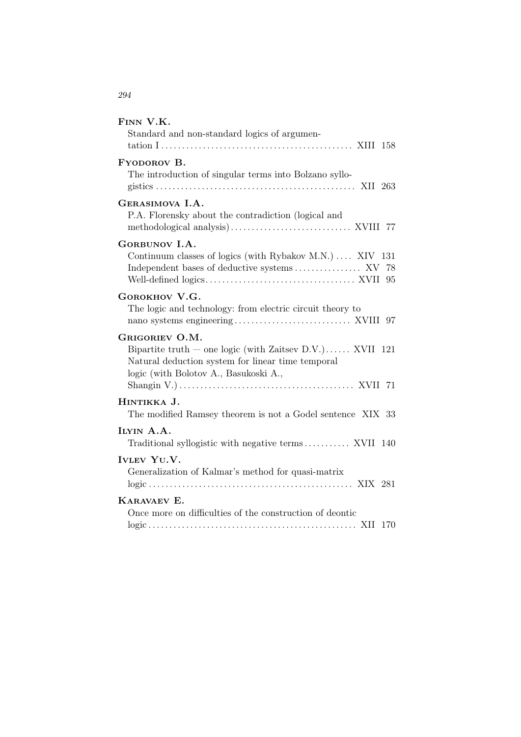**Finn V.K.**
Standard and non-standard logics of argumentation I ............ XIII 158

**Fyodorov B.**
The introduction of singular terms into Bolzano syllogistics ............ XII 263

**Gerasimova I.A.**
P.A. Florensky about the contradiction (logical and methodological analysis) ............ XVIII 77

**Gorbunov I.A.**
Continuum classes of logics (with Rybakov M.N.) .... XIV 131
Independent bases of deductive systems ............ XV 78
Well-defined logics ............ XVII 95

**Gorokhov V.G.**
The logic and technology: from electric circuit theory to nano systems engineering ............ XVIII 97

**Grigoriev O.M.**
Bipartite truth — one logic (with Zaitsev D.V.) ...... XVII 121
Natural deduction system for linear time temporal logic (with Bolotov A., Basukoski A., Shangin V.) ............ XVII 71

**Hintikka J.**
The modified Ramsey theorem is not a Godel sentence XIX 33

**Ilyin A.A.**
Traditional syllogistic with negative terms ............ XVII 140

**Ivlev Yu.V.**
Generalization of Kalmar's method for quasi-matrix logic ............ XIX 281

**Karavaev E.**
Once more on difficulties of the construction of deontic logic ............ XII 170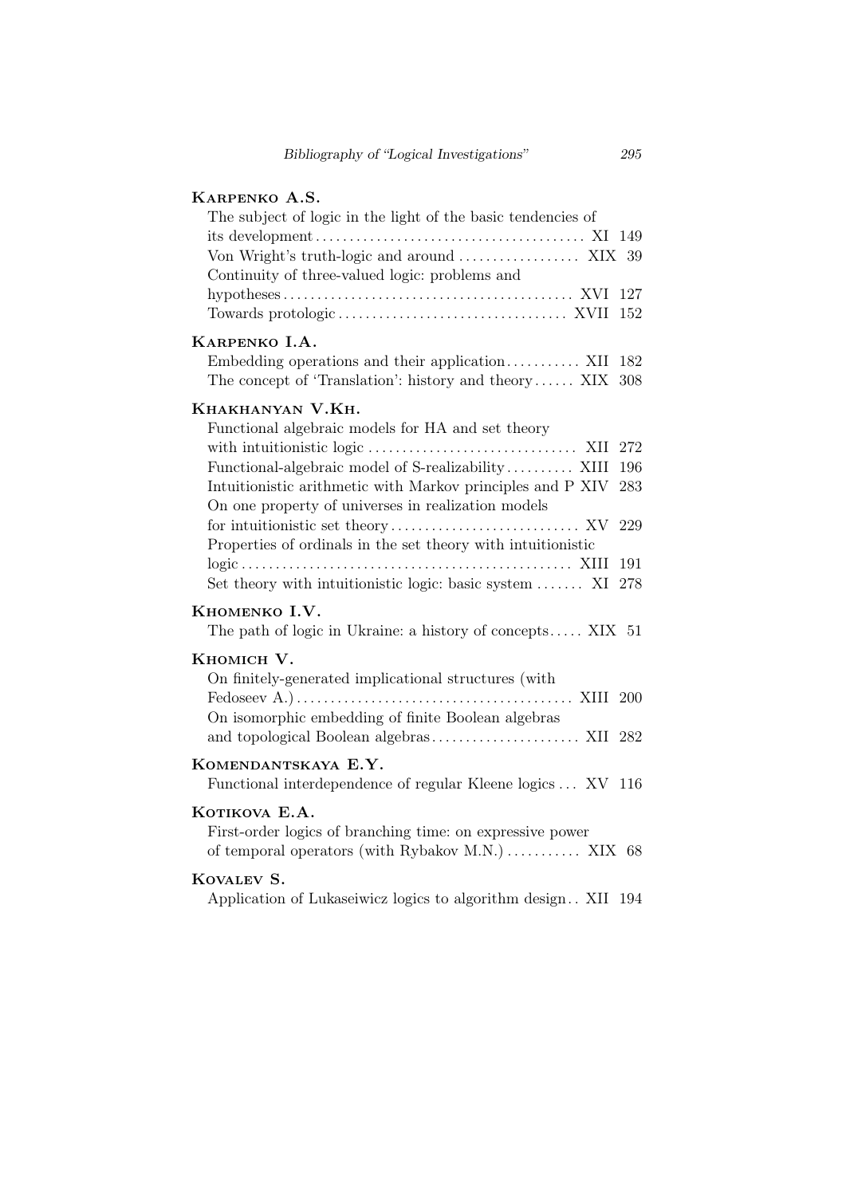**Karpenko A.S.**

The subject of logic in the light of the basic tendencies of its development . . . . . . . . . . XI 149
Von Wright's truth-logic and around . . . . . . . . . . XIX 39
Continuity of three-valued logic: problems and hypotheses . . . . . . . . . . XVI 127
Towards protologic . . . . . . . . . . XVII 152

**Karpenko I.A.**

Embedding operations and their application . . . . . . . . . . XII 182
The concept of 'Translation': history and theory . . . . . . XIX 308

**Khakhanyan V.Kh.**

Functional algebraic models for HA and set theory with intuitionistic logic . . . . . . . . . . XII 272
Functional-algebraic model of S-realizability . . . . . . . . . . XIII 196
Intuitionistic arithmetic with Markov principles and P XIV 283
On one property of universes in realization models for intuitionistic set theory . . . . . . . . . . XV 229
Properties of ordinals in the set theory with intuitionistic logic . . . . . . . . . . XIII 191
Set theory with intuitionistic logic: basic system . . . . . . . XI 278

**Khomenko I.V.**

The path of logic in Ukraine: a history of concepts . . . . . XIX 51

**Khomich V.**

On finitely-generated implicational structures (with Fedoseev A.) . . . . . . . . . . XIII 200
On isomorphic embedding of finite Boolean algebras and topological Boolean algebras . . . . . . . . . . XII 282

**Komendantskaya E.Y.**

Functional interdependence of regular Kleene logics . . . XV 116

**Kotikova E.A.**

First-order logics of branching time: on expressive power of temporal operators (with Rybakov M.N.) . . . . . . . . . . XIX 68

**Kovalev S.**

Application of Lukaseiwicz logics to algorithm design . . XII 194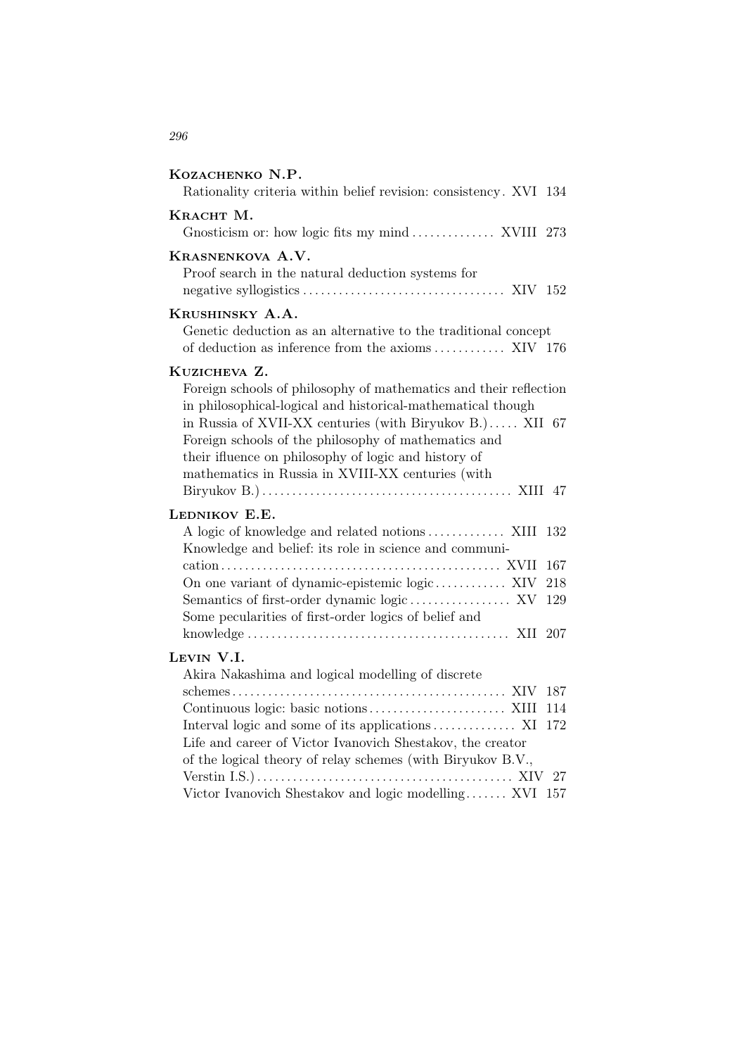**Kozachenko N.P.**

Rationality criteria within belief revision: consistency . XVI 134

**Kracht M.**

Gnosticism or: how logic fits my mind . . . . . . . . . . . . . . XVIII 273

**Krasnenkova A.V.**

Proof search in the natural deduction systems for negative syllogistics . . . . . . . . . . . . . . . . . . . . . . . . . . . . . . . . . . XIV 152

**Krushinsky A.A.**

Genetic deduction as an alternative to the traditional concept of deduction as inference from the axioms . . . . . . . . . . . . XIV 176

**Kuzicheva Z.**

Foreign schools of philosophy of mathematics and their reflection in philosophical-logical and historical-mathematical though in Russia of XVII-XX centuries (with Biryukov B.) . . . . . XII 67

Foreign schools of the philosophy of mathematics and their ifluence on philosophy of logic and history of mathematics in Russia in XVIII-XX centuries (with Biryukov B.) . . . . . . . . . . . . . . . . . . . . . . . . . . . . . . . . . . . . . . . . . XIII 47

**Lednikov E.E.**

A logic of knowledge and related notions . . . . . . . . . . . . . XIII 132

Knowledge and belief: its role in science and communication . . . . . . . . . . . . . . . . . . . . . . . . . . . . . . . . . . . . . . . . . . . . . . XVII 167

On one variant of dynamic-epistemic logic . . . . . . . . . . . . XIV 218

Semantics of first-order dynamic logic . . . . . . . . . . . . . . . . . XV 129

Some pecularities of first-order logics of belief and knowledge . . . . . . . . . . . . . . . . . . . . . . . . . . . . . . . . . . . . . . . . . . . XII 207

**Levin V.I.**

Akira Nakashima and logical modelling of discrete schemes . . . . . . . . . . . . . . . . . . . . . . . . . . . . . . . . . . . . . . . . . . . . . XIV 187

Continuous logic: basic notions . . . . . . . . . . . . . . . . . . . . . . . XIII 114

Interval logic and some of its applications . . . . . . . . . . . . . . XI 172

Life and career of Victor Ivanovich Shestakov, the creator of the logical theory of relay schemes (with Biryukov B.V., Verstin I.S.) . . . . . . . . . . . . . . . . . . . . . . . . . . . . . . . . . . . . . . . . . . XIV 27

Victor Ivanovich Shestakov and logic modelling . . . . . . . XVI 157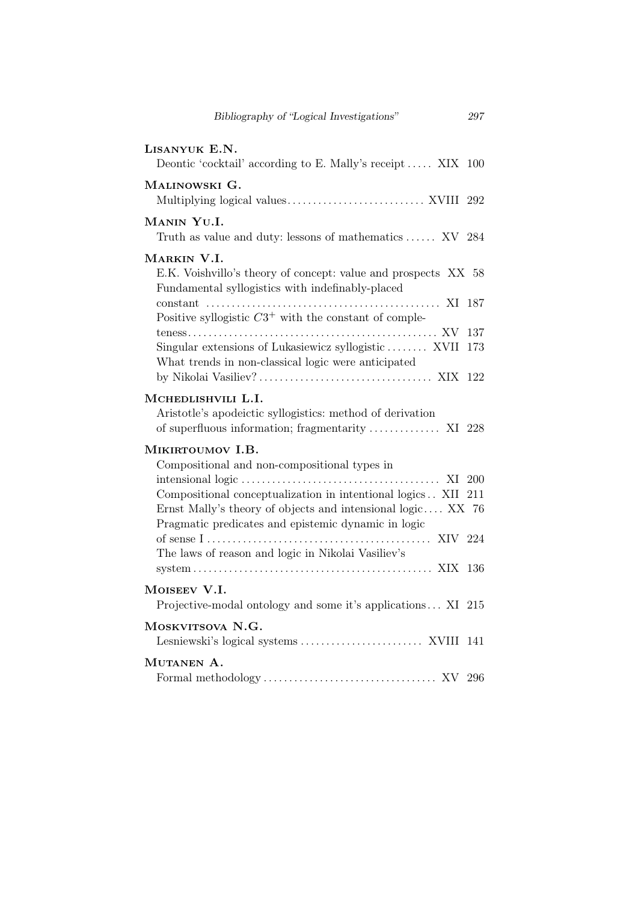**Lisanyuk E.N.**

Deontic 'cocktail' according to E. Mally's receipt ..... XIX 100

**Malinowski G.**

Multiplying logical values ........................... XVIII 292

**Manin Yu.I.**

Truth as value and duty: lessons of mathematics ...... XV 284

**Markin V.I.**

E.K. Voishvillo's theory of concept: value and prospects XX 58

Fundamental syllogistics with indefinably-placed constant ............................................. XI 187

Positive syllogistic $C3^{+}$ with the constant of completeness ................................................ XV 137

Singular extensions of Lukasiewicz syllogistic ........ XVII 173

What trends in non-classical logic were anticipated by Nikolai Vasiliev? .................................. XIX 122

**Mchedlishvili L.I.**

Aristotle's apodeictic syllogistics: method of derivation of superfluous information; fragmentarity .............. XI 228

**Mikirtoumov I.B.**

Compositional and non-compositional types in intensional logic ....................................... XI 200

Compositional conceptualization in intentional logics .. XII 211

Ernst Mally's theory of objects and intensional logic .... XX 76

Pragmatic predicates and epistemic dynamic in logic of sense I ........................................... XIV 224

The laws of reason and logic in Nikolai Vasiliev's system .............................................. XIX 136

**Moiseev V.I.**

Projective-modal ontology and some it's applications ... XI 215

**Moskvitsova N.G.**

Lesniewski's logical systems ........................ XVIII 141

**Mutanen A.**

Formal methodology ................................. XV 296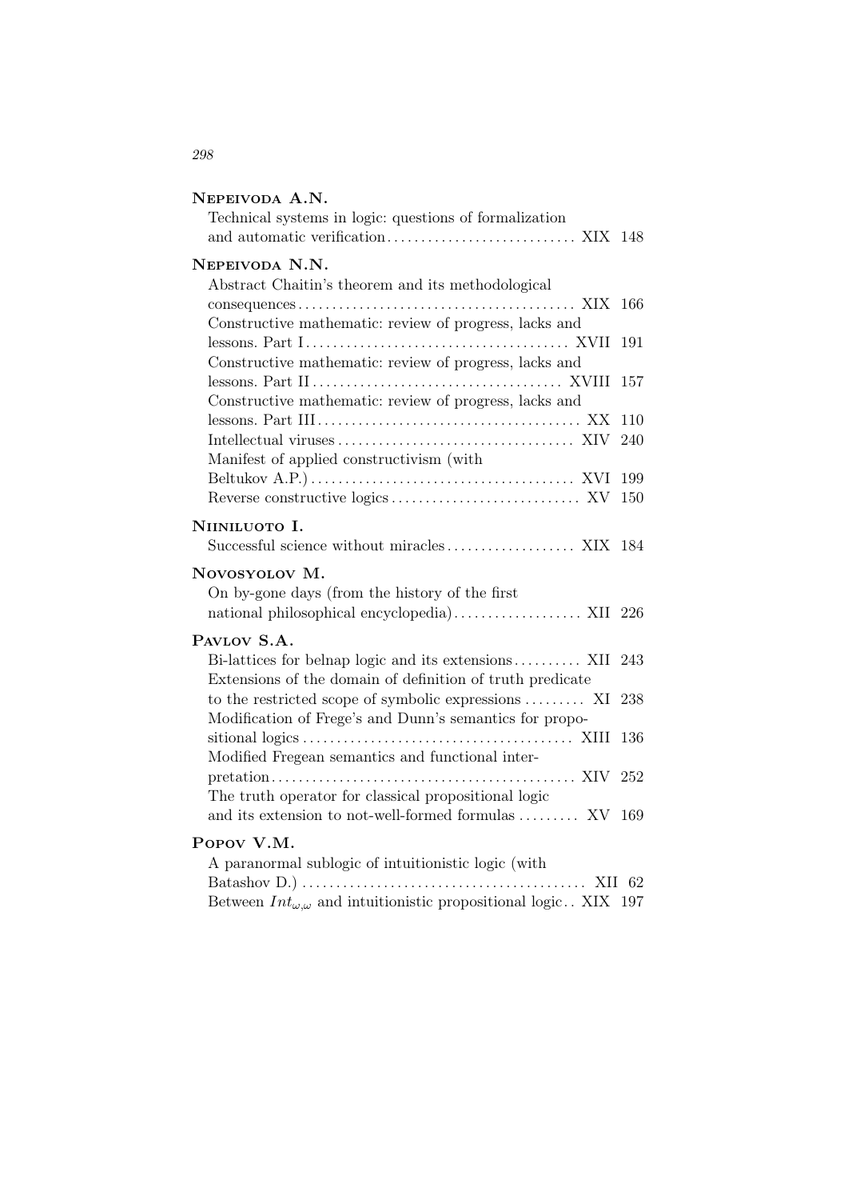**Nepeivoda A.N.**

Technical systems in logic: questions of formalization and automatic verification ............................ XIX 148

**Nepeivoda N.N.**

Abstract Chaitin's theorem and its methodological consequences ........................................ XIX 166

Constructive mathematic: review of progress, lacks and lessons. Part I ...................................... XVII 191

Constructive mathematic: review of progress, lacks and lessons. Part II .................................... XVIII 157

Constructive mathematic: review of progress, lacks and lessons. Part III ...................................... XX 110

Intellectual viruses .................................. XIV 240

Manifest of applied constructivism (with Beltukov A.P.) ...................................... XVI 199

Reverse constructive logics ............................ XV 150

**Niiniluoto I.**

Successful science without miracles ................... XIX 184

**Novosyolov M.**

On by-gone days (from the history of the first national philosophical encyclopedia) ................... XII 226

**Pavlov S.A.**

Bi-lattices for belnap logic and its extensions .......... XII 243

Extensions of the domain of definition of truth predicate to the restricted scope of symbolic expressions ......... XI 238

Modification of Frege's and Dunn's semantics for propositional logics ........................................ XIII 136

Modified Fregean semantics and functional interpretation ............................................ XIV 252

The truth operator for classical propositional logic and its extension to not-well-formed formulas ......... XV 169

**Popov V.M.**

A paranormal sublogic of intuitionistic logic (with Batashov D.) ......................................... XII 62

Between $Int_{\omega,\omega}$ and intuitionistic propositional logic .. XIX 197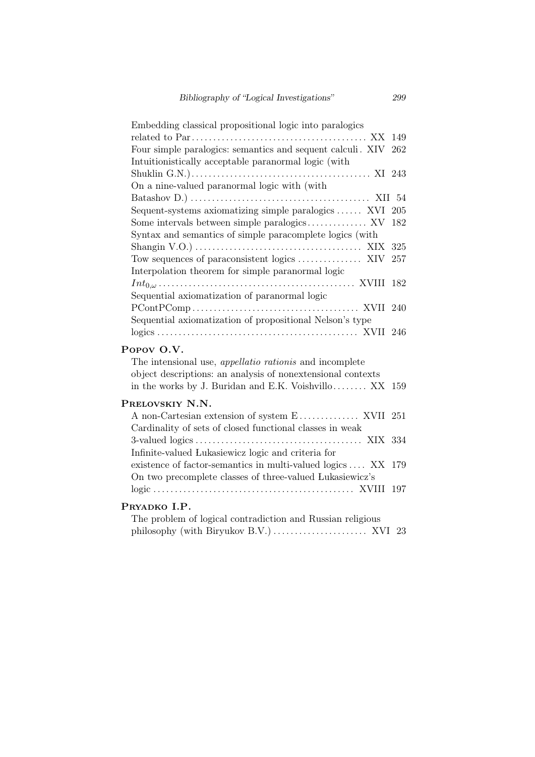Embedding classical propositional logic into paralogics related to Par ........ XX 149

Four simple paralogics: semantics and sequent calculi . XIV 262

Intuitionistically acceptable paranormal logic (with Shuklin G.N.) ........ XI 243

On a nine-valued paranormal logic with (with Batashov D.) ........ XII 54

Sequent-systems axiomatizing simple paralogics ...... XVI 205

Some intervals between simple paralogics .............. XV 182

Syntax and semantics of simple paracomplete logics (with Shangin V.O.) ........ XIX 325

Tow sequences of paraconsistent logics ............... XIV 257

Interpolation theorem for simple paranormal logic $Int_{0,\omega}$ ........ XVIII 182

Sequential axiomatization of paranormal logic PContPComp ........ XVII 240

Sequential axiomatization of propositional Nelson's type logics ........ XVII 246

**Popov O.V.**

The intensional use, *appellatio rationis* and incomplete object descriptions: an analysis of nonextensional contexts in the works by J. Buridan and E.K. Voishvillo ........ XX 159

**Prelovskiy N.N.**

A non-Cartesian extension of system E .............. XVII 251

Cardinality of sets of closed functional classes in weak 3-valued logics ........ XIX 334

Infinite-valued Łukasiewicz logic and criteria for existence of factor-semantics in multi-valued logics .... XX 179

On two precomplete classes of three-valued Łukasiewicz's logic ........ XVIII 197

**Pryadko I.P.**

The problem of logical contradiction and Russian religious philosophy (with Biryukov B.V.) ...................... XVI 23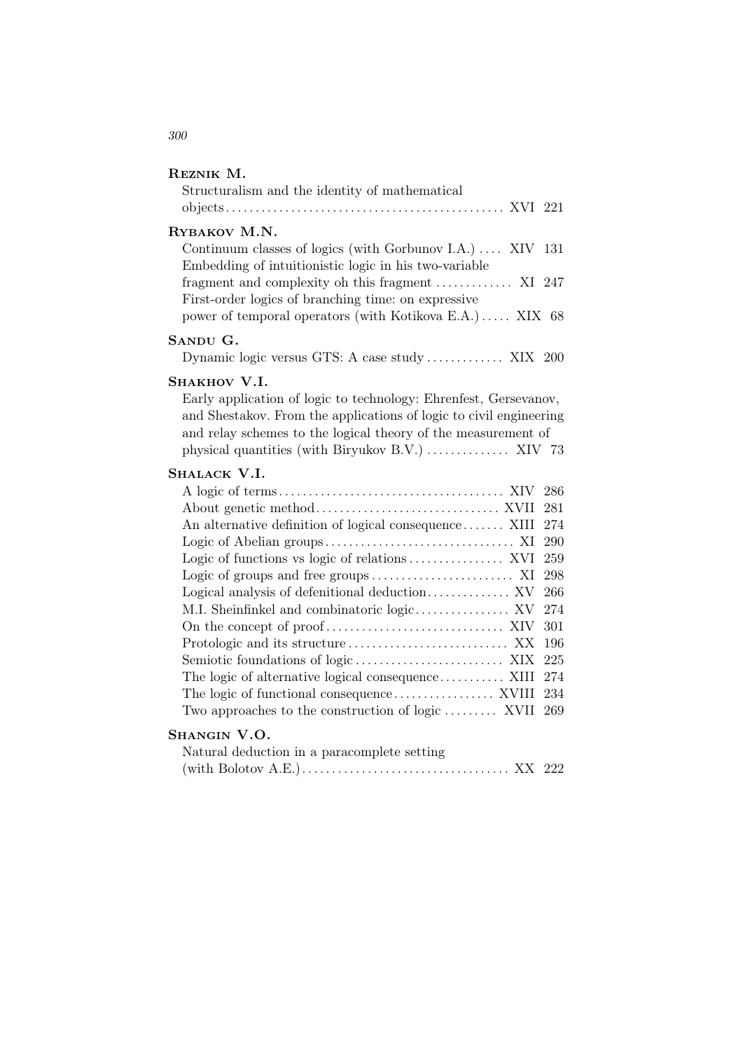**Reznik M.**

Structuralism and the identity of mathematical objects ............ XVI 221

**Rybakov M.N.**

Continuum classes of logics (with Gorbunov I.A.) .... XIV 131

Embedding of intuitionistic logic in his two-variable fragment and complexity oh this fragment ............ XI 247

First-order logics of branching time: on expressive power of temporal operators (with Kotikova E.A.) ..... XIX 68

**Sandu G.**

Dynamic logic versus GTS: A case study ............ XIX 200

**Shakhov V.I.**

Early application of logic to technology: Ehrenfest, Gersevanov, and Shestakov. From the applications of logic to civil engineering and relay schemes to the logical theory of the measurement of physical quantities (with Biryukov B.V.) .............. XIV 73

**Shalack V.I.**

A logic of terms ............ XIV 286

About genetic method ............ XVII 281

An alternative definition of logical consequence ....... XIII 274

Logic of Abelian groups ............ XI 290

Logic of functions vs logic of relations ............ XVI 259

Logic of groups and free groups ............ XI 298

Logical analysis of defenitional deduction ............ XV 266

M.I. Sheinfinkel and combinatoric logic ............ XV 274

On the concept of proof ............ XIV 301

Protologic and its structure ............ XX 196

Semiotic foundations of logic ............ XIX 225

The logic of alternative logical consequence ............ XIII 274

The logic of functional consequence ............ XVIII 234

Two approaches to the construction of logic ......... XVII 269

**Shangin V.O.**

Natural deduction in a paracomplete setting (with Bolotov A.E.) ............ XX 222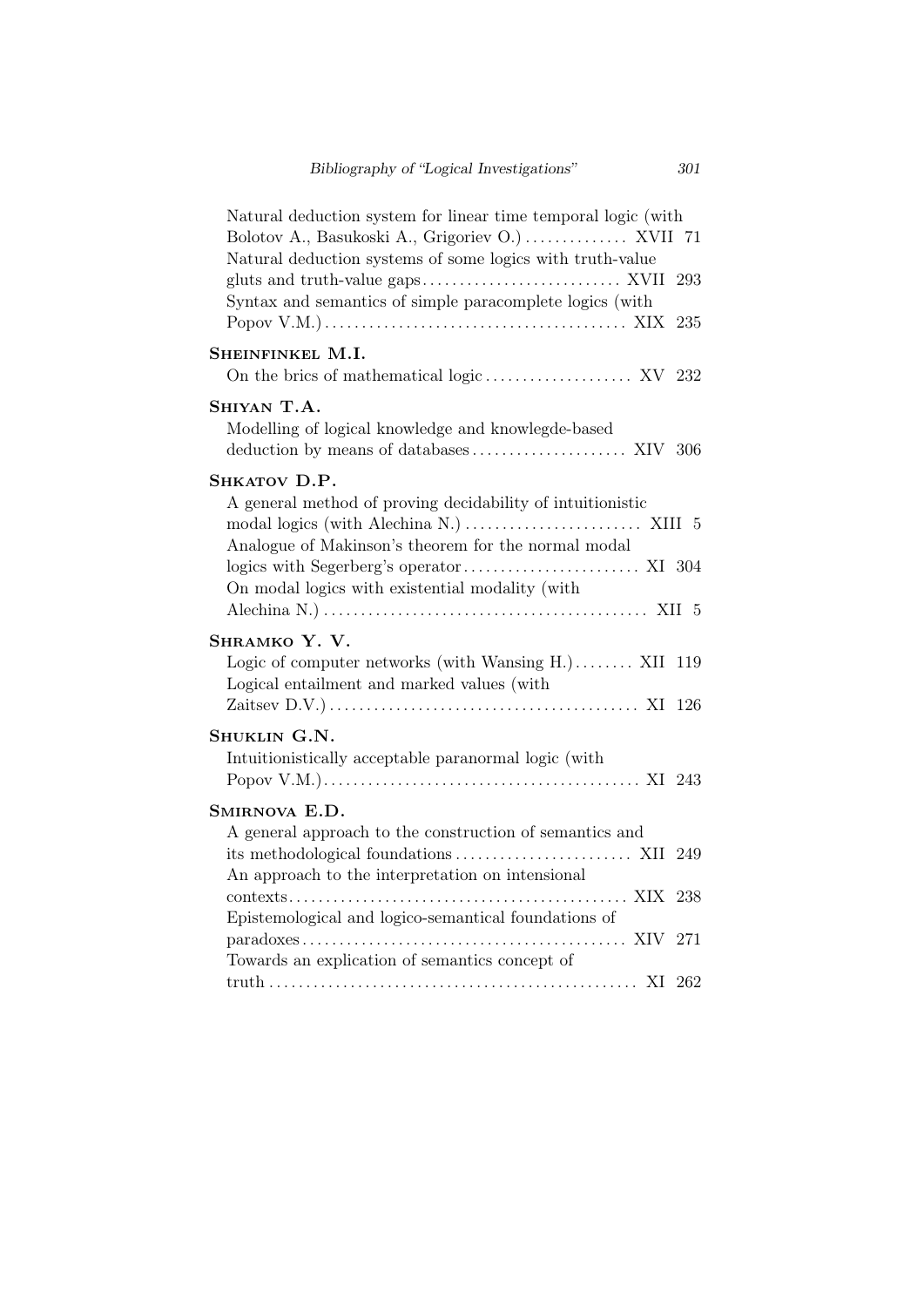Natural deduction system for linear time temporal logic (with Bolotov A., Basukoski A., Grigoriev O.) .............. XVII 71

Natural deduction systems of some logics with truth-value gluts and truth-value gaps ........................... XVII 293

Syntax and semantics of simple paracomplete logics (with Popov V.M.) ........................................ XIX 235

**Sheinfinkel M.I.**

On the brics of mathematical logic .................... XV 232

**Shiyan T.A.**

Modelling of logical knowledge and knowlegde-based deduction by means of databases ..................... XIV 306

**Shkatov D.P.**

A general method of proving decidability of intuitionistic modal logics (with Alechina N.) ........................ XIII 5

Analogue of Makinson's theorem for the normal modal logics with Segerberg's operator ........................ XI 304

On modal logics with existential modality (with Alechina N.) ........................................... XII 5

**Shramko Y. V.**

Logic of computer networks (with Wansing H.) ........ XII 119

Logical entailment and marked values (with Zaitsev D.V.) .......................................... XI 126

**Shuklin G.N.**

Intuitionistically acceptable paranormal logic (with Popov V.M.) .......................................... XI 243

**Smirnova E.D.**

A general approach to the construction of semantics and its methodological foundations ........................ XII 249

An approach to the interpretation on intensional contexts ............................................. XIX 238

Epistemological and logico-semantical foundations of paradoxes ........................................... XIV 271

Towards an explication of semantics concept of truth ................................................ XI 262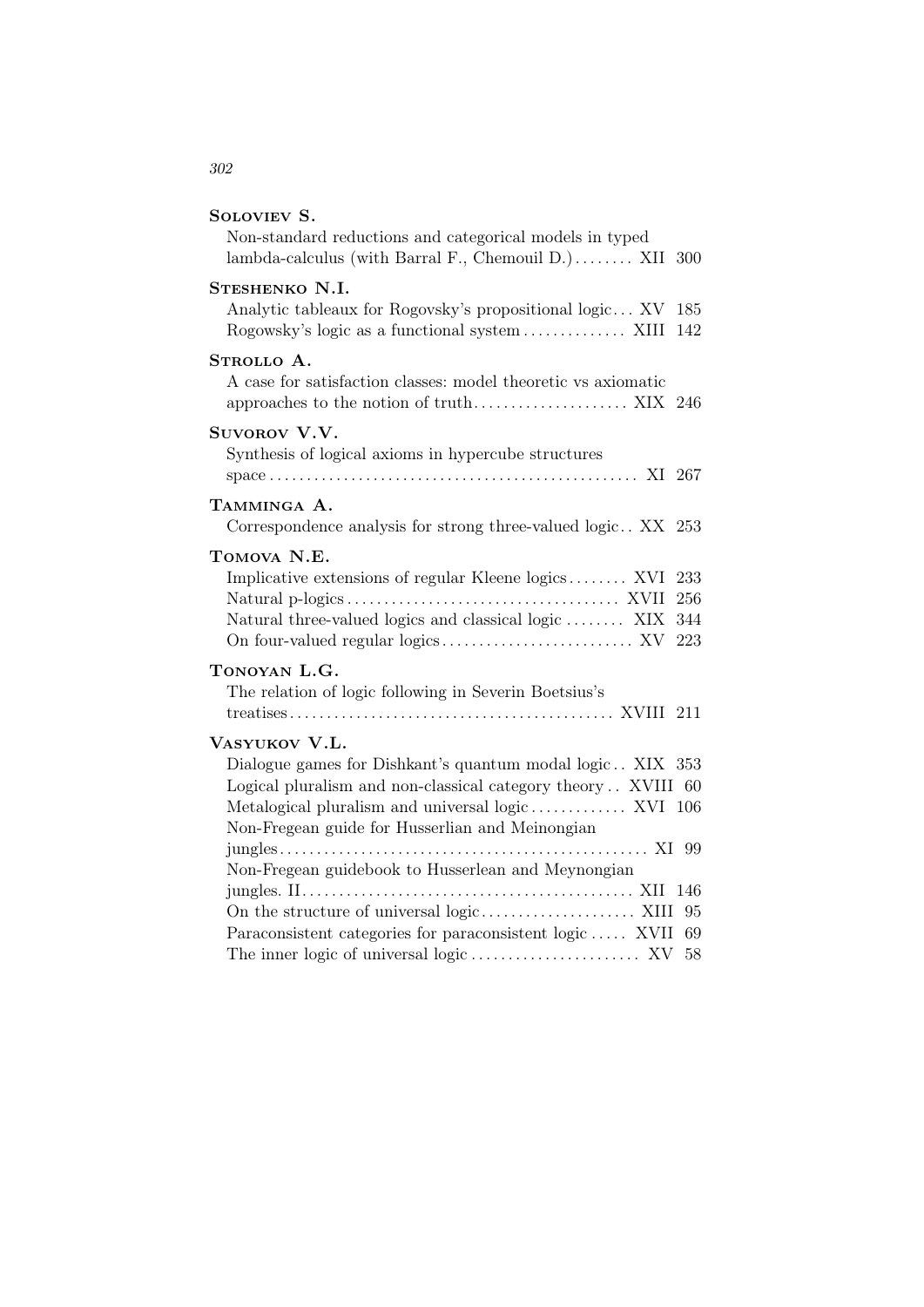**Soloviev S.**

Non-standard reductions and categorical models in typed lambda-calculus (with Barral F., Chemouil D.) ........ XII 300

**Steshenko N.I.**

Analytic tableaux for Rogovsky's propositional logic ... XV 185
Rogowsky's logic as a functional system .............. XIII 142

**Strollo A.**

A case for satisfaction classes: model theoretic vs axiomatic approaches to the notion of truth ..................... XIX 246

**Suvorov V.V.**

Synthesis of logical axioms in hypercube structures space .................................................. XI 267

**Tamminga A.**

Correspondence analysis for strong three-valued logic .. XX 253

**Tomova N.E.**

Implicative extensions of regular Kleene logics ........ XVI 233
Natural p-logics .................................... XVII 256
Natural three-valued logics and classical logic ........ XIX 344
On four-valued regular logics .......................... XV 223

**Tonoyan L.G.**

The relation of logic following in Severin Boetsius's treatises ........................................... XVIII 211

**Vasyukov V.L.**

Dialogue games for Dishkant's quantum modal logic .. XIX 353
Logical pluralism and non-classical category theory .. XVIII 60
Metalogical pluralism and universal logic ............. XVI 106
Non-Fregean guide for Husserlian and Meinongian jungles ................................................. XI 99
Non-Fregean guidebook to Husserlean and Meynongian jungles. II ............................................ XII 146
On the structure of universal logic ..................... XIII 95
Paraconsistent categories for paraconsistent logic ..... XVII 69
The inner logic of universal logic ....................... XV 58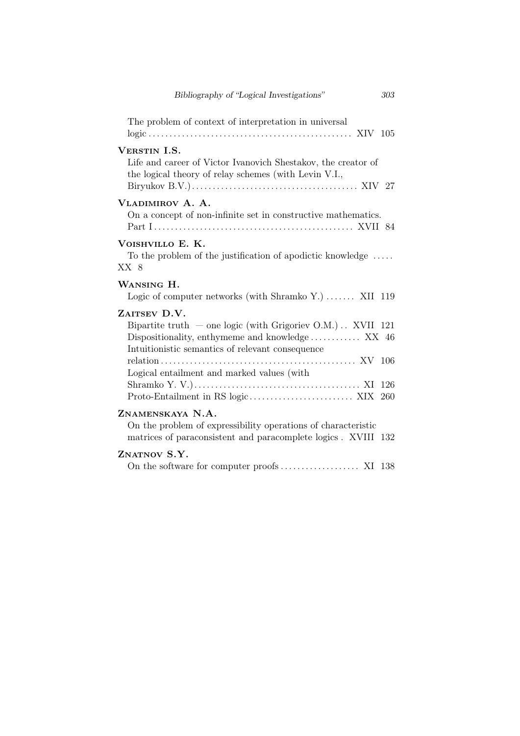The problem of context of interpretation in universal logic . . . . . . . . . . . . . . . . . . . . . . . . . . . . . . . . . . . . . . . . . . . . . . . XIV 105

**Verstin I.S.**

Life and career of Victor Ivanovich Shestakov, the creator of the logical theory of relay schemes (with Levin V.I., Biryukov B.V.) . . . . . . . . . . . . . . . . . . . . . . . . . . . . . . . . . . . . . . . XIV 27

**Vladimirov A. A.**

On a concept of non-infinite set in constructive mathematics. Part I . . . . . . . . . . . . . . . . . . . . . . . . . . . . . . . . . . . . . . . . . . . . . . . XVII 84

**Voishvillo E. K.**

To the problem of the justification of apodictic knowledge . . . . . XX 8

**Wansing H.**

Logic of computer networks (with Shramko Y.) . . . . . . . XII 119

**Zaitsev D.V.**

Bipartite truth — one logic (with Grigoriev O.M.) . . XVII 121

Dispositionality, enthymeme and knowledge . . . . . . . . . . . . XX 46

Intuitionistic semantics of relevant consequence relation . . . . . . . . . . . . . . . . . . . . . . . . . . . . . . . . . . . . . . . . . . . . . . XV 106

Logical entailment and marked values (with Shramko Y. V.) . . . . . . . . . . . . . . . . . . . . . . . . . . . . . . . . . . . . . . . XI 126

Proto-Entailment in RS logic . . . . . . . . . . . . . . . . . . . . . . . . . XIX 260

**Znamenskaya N.A.**

On the problem of expressibility operations of characteristic matrices of paraconsistent and paracomplete logics . XVIII 132

**Znatnov S.Y.**

On the software for computer proofs . . . . . . . . . . . . . . . . . . XI 138